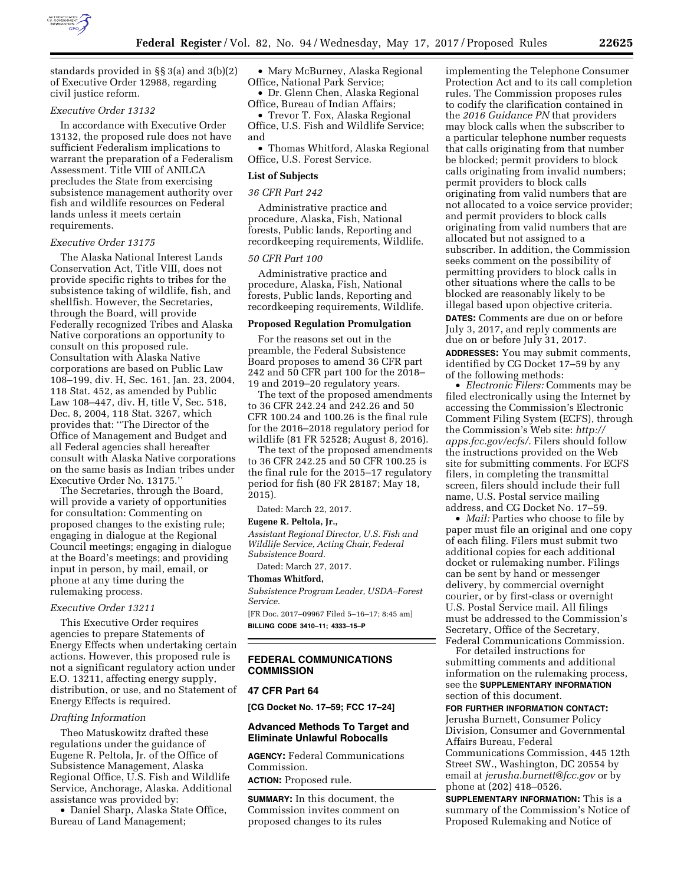standards provided in §§ 3(a) and 3(b)(2) of Executive Order 12988, regarding civil justice reform.

*Executive Order 13132*

In accordance with Executive Order 13132, the proposed rule does not have sufficient Federalism implications to warrant the preparation of a Federalism Assessment. Title VIII of ANILCA precludes the State from exercising subsistence management authority over fish and wildlife resources on Federal lands unless it meets certain requirements.

*Executive Order 13175*

The Alaska National Interest Lands Conservation Act, Title VIII, does not provide specific rights to tribes for the subsistence taking of wildlife, fish, and shellfish. However, the Secretaries, through the Board, will provide Federally recognized Tribes and Alaska Native corporations an opportunity to consult on this proposed rule. Consultation with Alaska Native corporations are based on Public Law 108–199, div. H, Sec. 161, Jan. 23, 2004, 118 Stat. 452, as amended by Public Law 108–447, div. H, title V, Sec. 518, Dec. 8, 2004, 118 Stat. 3267, which provides that: ''The Director of the Office of Management and Budget and all Federal agencies shall hereafter consult with Alaska Native corporations on the same basis as Indian tribes under Executive Order No. 13175.''

The Secretaries, through the Board, will provide a variety of opportunities for consultation: Commenting on proposed changes to the existing rule; engaging in dialogue at the Regional Council meetings; engaging in dialogue at the Board's meetings; and providing input in person, by mail, email, or phone at any time during the rulemaking process.

*Executive Order 13211*

This Executive Order requires agencies to prepare Statements of Energy Effects when undertaking certain actions. However, this proposed rule is not a significant regulatory action under E.O. 13211, affecting energy supply, distribution, or use, and no Statement of Energy Effects is required.

*Drafting Information*

Theo Matuskowitz drafted these regulations under the guidance of Eugene R. Peltola, Jr. of the Office of Subsistence Management, Alaska Regional Office, U.S. Fish and Wildlife Service, Anchorage, Alaska. Additional assistance was provided by:

- Daniel Sharp, Alaska State Office, Bureau of Land Management;
- Mary McBurney, Alaska Regional Office, National Park Service;
- Dr. Glenn Chen, Alaska Regional Office, Bureau of Indian Affairs;
- Trevor T. Fox, Alaska Regional Office, U.S. Fish and Wildlife Service; and
- Thomas Whitford, Alaska Regional Office, U.S. Forest Service.

**List of Subjects**

*36 CFR Part 242*

Administrative practice and procedure, Alaska, Fish, National forests, Public lands, Reporting and recordkeeping requirements, Wildlife.

*50 CFR Part 100*

Administrative practice and procedure, Alaska, Fish, National forests, Public lands, Reporting and recordkeeping requirements, Wildlife.

**Proposed Regulation Promulgation**

For the reasons set out in the preamble, the Federal Subsistence Board proposes to amend 36 CFR part 242 and 50 CFR part 100 for the 2018–19 and 2019–20 regulatory years.

The text of the proposed amendments to 36 CFR 242.24 and 242.26 and 50 CFR 100.24 and 100.26 is the final rule for the 2016–2018 regulatory period for wildlife (81 FR 52528; August 8, 2016).

The text of the proposed amendments to 36 CFR 242.25 and 50 CFR 100.25 is the final rule for the 2015–17 regulatory period for fish (80 FR 28187; May 18, 2015).

Dated: March 22, 2017.

**Eugene R. Peltola, Jr.,**

*Assistant Regional Director, U.S. Fish and Wildlife Service, Acting Chair, Federal Subsistence Board.*

Dated: March 27, 2017.

**Thomas Whitford,**

*Subsistence Program Leader, USDA–Forest Service.*

[FR Doc. 2017–09967 Filed 5–16–17; 8:45 am]

**BILLING CODE 3410–11; 4333–15–P**

## FEDERAL COMMUNICATIONS COMMISSION

### 47 CFR Part 64

**[CG Docket No. 17–59; FCC 17–24]**

### Advanced Methods To Target and Eliminate Unlawful Robocalls

**AGENCY:** Federal Communications Commission.

**ACTION:** Proposed rule.

**SUMMARY:** In this document, the Commission invites comment on proposed changes to its rules implementing the Telephone Consumer Protection Act and to its call completion rules. The Commission proposes rules to codify the clarification contained in the *2016 Guidance PN* that providers may block calls when the subscriber to a particular telephone number requests that calls originating from that number be blocked; permit providers to block calls originating from invalid numbers; permit providers to block calls originating from valid numbers that are not allocated to a voice service provider; and permit providers to block calls originating from valid numbers that are allocated but not assigned to a subscriber. In addition, the Commission seeks comment on the possibility of permitting providers to block calls in other situations where the calls to be blocked are reasonably likely to be illegal based upon objective criteria.

**DATES:** Comments are due on or before July 3, 2017, and reply comments are due on or before July 31, 2017.

**ADDRESSES:** You may submit comments, identified by CG Docket 17–59 by any of the following methods:

- *Electronic Filers:* Comments may be filed electronically using the Internet by accessing the Commission's Electronic Comment Filing System (ECFS), through the Commission's Web site: *http://apps.fcc.gov/ecfs/.* Filers should follow the instructions provided on the Web site for submitting comments. For ECFS filers, in completing the transmittal screen, filers should include their full name, U.S. Postal service mailing address, and CG Docket No. 17–59.
- *Mail:* Parties who choose to file by paper must file an original and one copy of each filing. Filers must submit two additional copies for each additional docket or rulemaking number. Filings can be sent by hand or messenger delivery, by commercial overnight courier, or by first-class or overnight U.S. Postal Service mail. All filings must be addressed to the Commission's Secretary, Office of the Secretary, Federal Communications Commission.

For detailed instructions for submitting comments and additional information on the rulemaking process, see the **SUPPLEMENTARY INFORMATION** section of this document.

**FOR FURTHER INFORMATION CONTACT:** Jerusha Burnett, Consumer Policy Division, Consumer and Governmental Affairs Bureau, Federal Communications Commission, 445 12th Street SW., Washington, DC 20554 by email at *jerusha.burnett@fcc.gov* or by phone at (202) 418–0526.

**SUPPLEMENTARY INFORMATION:** This is a summary of the Commission's Notice of Proposed Rulemaking and Notice of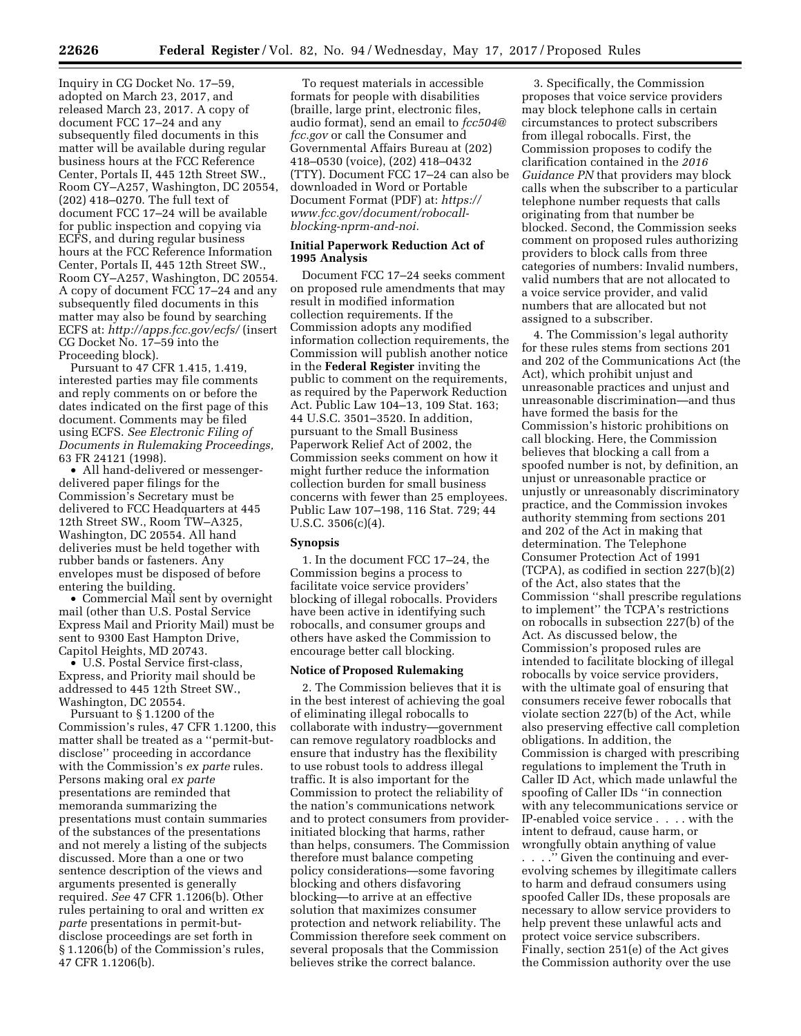Inquiry in CG Docket No. 17–59, adopted on March 23, 2017, and released March 23, 2017. A copy of document FCC 17–24 and any subsequently filed documents in this matter will be available during regular business hours at the FCC Reference Center, Portals II, 445 12th Street SW., Room CY–A257, Washington, DC 20554, (202) 418–0270. The full text of document FCC 17–24 will be available for public inspection and copying via ECFS, and during regular business hours at the FCC Reference Information Center, Portals II, 445 12th Street SW., Room CY–A257, Washington, DC 20554. A copy of document FCC 17–24 and any subsequently filed documents in this matter may also be found by searching ECFS at: *http://apps.fcc.gov/ecfs/* (insert CG Docket No. 17–59 into the Proceeding block).

Pursuant to 47 CFR 1.415, 1.419, interested parties may file comments and reply comments on or before the dates indicated on the first page of this document. Comments may be filed using ECFS. *See Electronic Filing of Documents in Rulemaking Proceedings,* 63 FR 24121 (1998).

- All hand-delivered or messenger-delivered paper filings for the Commission's Secretary must be delivered to FCC Headquarters at 445 12th Street SW., Room TW–A325, Washington, DC 20554. All hand deliveries must be held together with rubber bands or fasteners. Any envelopes must be disposed of before entering the building.
- Commercial Mail sent by overnight mail (other than U.S. Postal Service Express Mail and Priority Mail) must be sent to 9300 East Hampton Drive, Capitol Heights, MD 20743.
- U.S. Postal Service first-class, Express, and Priority mail should be addressed to 445 12th Street SW., Washington, DC 20554.

Pursuant to § 1.1200 of the Commission's rules, 47 CFR 1.1200, this matter shall be treated as a ''permit-but-disclose'' proceeding in accordance with the Commission's *ex parte* rules. Persons making oral *ex parte* presentations are reminded that memoranda summarizing the presentations must contain summaries of the substances of the presentations and not merely a listing of the subjects discussed. More than a one or two sentence description of the views and arguments presented is generally required. *See* 47 CFR 1.1206(b). Other rules pertaining to oral and written *ex parte* presentations in permit-but-disclose proceedings are set forth in § 1.1206(b) of the Commission's rules, 47 CFR 1.1206(b).

To request materials in accessible formats for people with disabilities (braille, large print, electronic files, audio format), send an email to *fcc504@fcc.gov* or call the Consumer and Governmental Affairs Bureau at (202) 418–0530 (voice), (202) 418–0432 (TTY). Document FCC 17–24 can also be downloaded in Word or Portable Document Format (PDF) at: *https://www.fcc.gov/document/robocall-blocking-nprm-and-noi.*

## Initial Paperwork Reduction Act of 1995 Analysis

Document FCC 17–24 seeks comment on proposed rule amendments that may result in modified information collection requirements. If the Commission adopts any modified information collection requirements, the Commission will publish another notice in the **Federal Register** inviting the public to comment on the requirements, as required by the Paperwork Reduction Act. Public Law 104–13, 109 Stat. 163; 44 U.S.C. 3501–3520. In addition, pursuant to the Small Business Paperwork Relief Act of 2002, the Commission seeks comment on how it might further reduce the information collection burden for small business concerns with fewer than 25 employees. Public Law 107–198, 116 Stat. 729; 44 U.S.C. 3506(c)(4).

## Synopsis

1. In the document FCC 17–24, the Commission begins a process to facilitate voice service providers' blocking of illegal robocalls. Providers have been active in identifying such robocalls, and consumer groups and others have asked the Commission to encourage better call blocking.

## Notice of Proposed Rulemaking

2. The Commission believes that it is in the best interest of achieving the goal of eliminating illegal robocalls to collaborate with industry—government can remove regulatory roadblocks and ensure that industry has the flexibility to use robust tools to address illegal traffic. It is also important for the Commission to protect the reliability of the nation's communications network and to protect consumers from provider-initiated blocking that harms, rather than helps, consumers. The Commission therefore must balance competing policy considerations—some favoring blocking and others disfavoring blocking—to arrive at an effective solution that maximizes consumer protection and network reliability. The Commission therefore seek comment on several proposals that the Commission believes strike the correct balance.

3. Specifically, the Commission proposes that voice service providers may block telephone calls in certain circumstances to protect subscribers from illegal robocalls. First, the Commission proposes to codify the clarification contained in the *2016 Guidance PN* that providers may block calls when the subscriber to a particular telephone number requests that calls originating from that number be blocked. Second, the Commission seeks comment on proposed rules authorizing providers to block calls from three categories of numbers: Invalid numbers, valid numbers that are not allocated to a voice service provider, and valid numbers that are allocated but not assigned to a subscriber.

4. The Commission's legal authority for these rules stems from sections 201 and 202 of the Communications Act (the Act), which prohibit unjust and unreasonable practices and unjust and unreasonable discrimination—and thus have formed the basis for the Commission's historic prohibitions on call blocking. Here, the Commission believes that blocking a call from a spoofed number is not, by definition, an unjust or unreasonable practice or unjustly or unreasonably discriminatory practice, and the Commission invokes authority stemming from sections 201 and 202 of the Act in making that determination. The Telephone Consumer Protection Act of 1991 (TCPA), as codified in section 227(b)(2) of the Act, also states that the Commission ''shall prescribe regulations to implement'' the TCPA's restrictions on robocalls in subsection 227(b) of the Act. As discussed below, the Commission's proposed rules are intended to facilitate blocking of illegal robocalls by voice service providers, with the ultimate goal of ensuring that consumers receive fewer robocalls that violate section 227(b) of the Act, while also preserving effective call completion obligations. In addition, the Commission is charged with prescribing regulations to implement the Truth in Caller ID Act, which made unlawful the spoofing of Caller IDs ''in connection with any telecommunications service or IP-enabled voice service . . . . with the intent to defraud, cause harm, or wrongfully obtain anything of value . . . .'' Given the continuing and ever-evolving schemes by illegitimate callers to harm and defraud consumers using spoofed Caller IDs, these proposals are necessary to allow service providers to help prevent these unlawful acts and protect voice service subscribers. Finally, section 251(e) of the Act gives the Commission authority over the use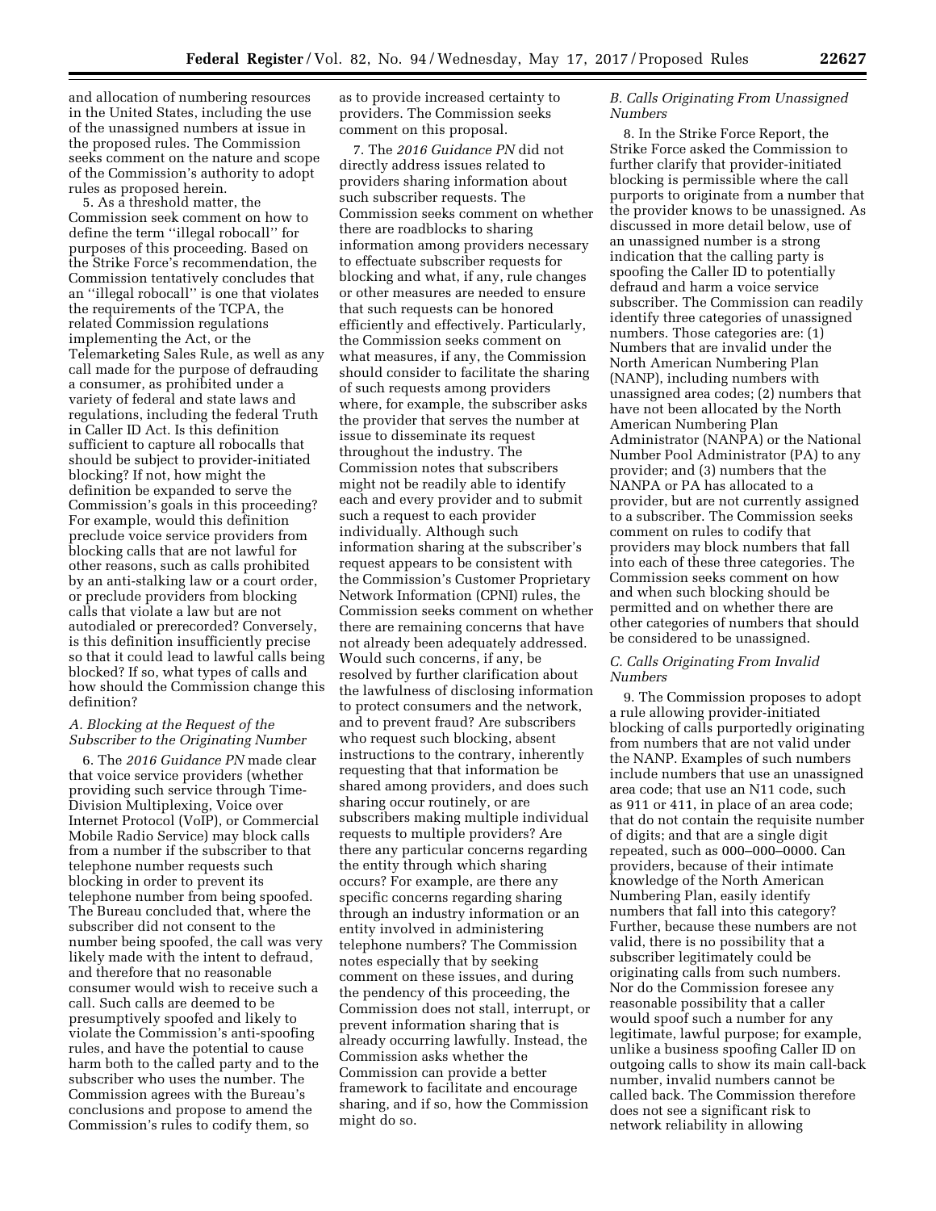and allocation of numbering resources in the United States, including the use of the unassigned numbers at issue in the proposed rules. The Commission seeks comment on the nature and scope of the Commission's authority to adopt rules as proposed herein.

5. As a threshold matter, the Commission seek comment on how to define the term "illegal robocall" for purposes of this proceeding. Based on the Strike Force's recommendation, the Commission tentatively concludes that an "illegal robocall" is one that violates the requirements of the TCPA, the related Commission regulations implementing the Act, or the Telemarketing Sales Rule, as well as any call made for the purpose of defrauding a consumer, as prohibited under a variety of federal and state laws and regulations, including the federal Truth in Caller ID Act. Is this definition sufficient to capture all robocalls that should be subject to provider-initiated blocking? If not, how might the definition be expanded to serve the Commission's goals in this proceeding? For example, would this definition preclude voice service providers from blocking calls that are not lawful for other reasons, such as calls prohibited by an anti-stalking law or a court order, or preclude providers from blocking calls that violate a law but are not autodialed or prerecorded? Conversely, is this definition insufficiently precise so that it could lead to lawful calls being blocked? If so, what types of calls and how should the Commission change this definition?

### A. Blocking at the Request of the Subscriber to the Originating Number

6. The *2016 Guidance PN* made clear that voice service providers (whether providing such service through Time-Division Multiplexing, Voice over Internet Protocol (VoIP), or Commercial Mobile Radio Service) may block calls from a number if the subscriber to that telephone number requests such blocking in order to prevent its telephone number from being spoofed. The Bureau concluded that, where the subscriber did not consent to the number being spoofed, the call was very likely made with the intent to defraud, and therefore that no reasonable consumer would wish to receive such a call. Such calls are deemed to be presumptively spoofed and likely to violate the Commission's anti-spoofing rules, and have the potential to cause harm both to the called party and to the subscriber who uses the number. The Commission agrees with the Bureau's conclusions and propose to amend the Commission's rules to codify them, so as to provide increased certainty to providers. The Commission seeks comment on this proposal.

7. The *2016 Guidance PN* did not directly address issues related to providers sharing information about such subscriber requests. The Commission seeks comment on whether there are roadblocks to sharing information among providers necessary to effectuate subscriber requests for blocking and what, if any, rule changes or other measures are needed to ensure that such requests can be honored efficiently and effectively. Particularly, the Commission seeks comment on what measures, if any, the Commission should consider to facilitate the sharing of such requests among providers where, for example, the subscriber asks the provider that serves the number at issue to disseminate its request throughout the industry. The Commission notes that subscribers might not be readily able to identify each and every provider and to submit such a request to each provider individually. Although such information sharing at the subscriber's request appears to be consistent with the Commission's Customer Proprietary Network Information (CPNI) rules, the Commission seeks comment on whether there are remaining concerns that have not already been adequately addressed. Would such concerns, if any, be resolved by further clarification about the lawfulness of disclosing information to protect consumers and the network, and to prevent fraud? Are subscribers who request such blocking, absent instructions to the contrary, inherently requesting that that information be shared among providers, and does such sharing occur routinely, or are subscribers making multiple individual requests to multiple providers? Are there any particular concerns regarding the entity through which sharing occurs? For example, are there any specific concerns regarding sharing through an industry information or an entity involved in administering telephone numbers? The Commission notes especially that by seeking comment on these issues, and during the pendency of this proceeding, the Commission does not stall, interrupt, or prevent information sharing that is already occurring lawfully. Instead, the Commission asks whether the Commission can provide a better framework to facilitate and encourage sharing, and if so, how the Commission might do so.

### B. Calls Originating From Unassigned Numbers

8. In the Strike Force Report, the Strike Force asked the Commission to further clarify that provider-initiated blocking is permissible where the call purports to originate from a number that the provider knows to be unassigned. As discussed in more detail below, use of an unassigned number is a strong indication that the calling party is spoofing the Caller ID to potentially defraud and harm a voice service subscriber. The Commission can readily identify three categories of unassigned numbers. Those categories are: (1) Numbers that are invalid under the North American Numbering Plan (NANP), including numbers with unassigned area codes; (2) numbers that have not been allocated by the North American Numbering Plan Administrator (NANPA) or the National Number Pool Administrator (PA) to any provider; and (3) numbers that the NANPA or PA has allocated to a provider, but are not currently assigned to a subscriber. The Commission seeks comment on rules to codify that providers may block numbers that fall into each of these three categories. The Commission seeks comment on how and when such blocking should be permitted and on whether there are other categories of numbers that should be considered to be unassigned.

### C. Calls Originating From Invalid Numbers

9. The Commission proposes to adopt a rule allowing provider-initiated blocking of calls purportedly originating from numbers that are not valid under the NANP. Examples of such numbers include numbers that use an unassigned area code; that use an N11 code, such as 911 or 411, in place of an area code; that do not contain the requisite number of digits; and that are a single digit repeated, such as 000–000–0000. Can providers, because of their intimate knowledge of the North American Numbering Plan, easily identify numbers that fall into this category? Further, because these numbers are not valid, there is no possibility that a subscriber legitimately could be originating calls from such numbers. Nor do the Commission foresee any reasonable possibility that a caller would spoof such a number for any legitimate, lawful purpose; for example, unlike a business spoofing Caller ID on outgoing calls to show its main call-back number, invalid numbers cannot be called back. The Commission therefore does not see a significant risk to network reliability in allowing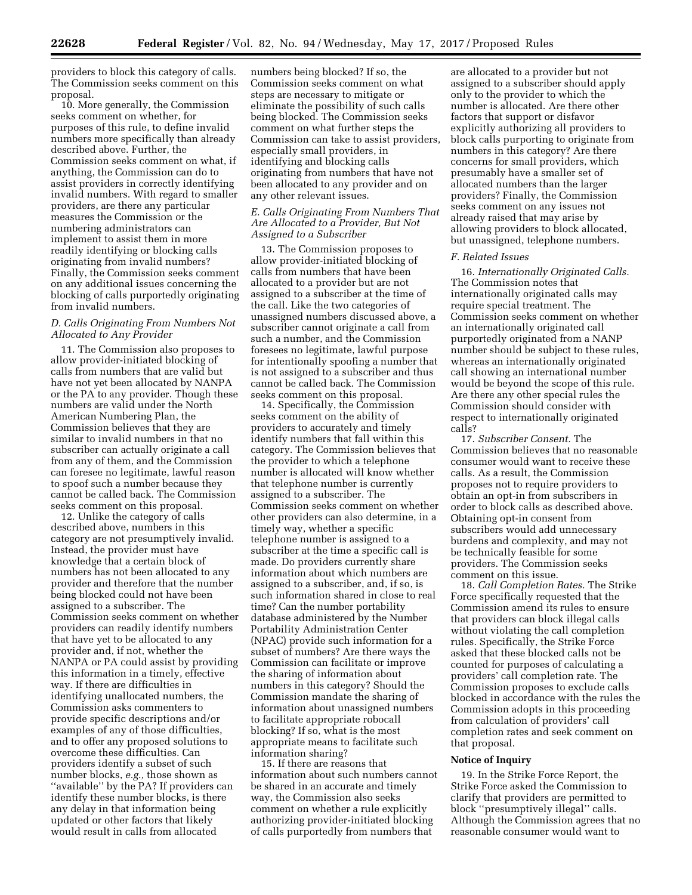providers to block this category of calls. The Commission seeks comment on this proposal.

10. More generally, the Commission seeks comment on whether, for purposes of this rule, to define invalid numbers more specifically than already described above. Further, the Commission seeks comment on what, if anything, the Commission can do to assist providers in correctly identifying invalid numbers. With regard to smaller providers, are there any particular measures the Commission or the numbering administrators can implement to assist them in more readily identifying or blocking calls originating from invalid numbers? Finally, the Commission seeks comment on any additional issues concerning the blocking of calls purportedly originating from invalid numbers.

### D. Calls Originating From Numbers Not Allocated to Any Provider

11. The Commission also proposes to allow provider-initiated blocking of calls from numbers that are valid but have not yet been allocated by NANPA or the PA to any provider. Though these numbers are valid under the North American Numbering Plan, the Commission believes that they are similar to invalid numbers in that no subscriber can actually originate a call from any of them, and the Commission can foresee no legitimate, lawful reason to spoof such a number because they cannot be called back. The Commission seeks comment on this proposal.

12. Unlike the category of calls described above, numbers in this category are not presumptively invalid. Instead, the provider must have knowledge that a certain block of numbers has not been allocated to any provider and therefore that the number being blocked could not have been assigned to a subscriber. The Commission seeks comment on whether providers can readily identify numbers that have yet to be allocated to any provider and, if not, whether the NANPA or PA could assist by providing this information in a timely, effective way. If there are difficulties in identifying unallocated numbers, the Commission asks commenters to provide specific descriptions and/or examples of any of those difficulties, and to offer any proposed solutions to overcome these difficulties. Can providers identify a subset of such number blocks, *e.g.,* those shown as ''available'' by the PA? If providers can identify these number blocks, is there any delay in that information being updated or other factors that likely would result in calls from allocated numbers being blocked? If so, the Commission seeks comment on what steps are necessary to mitigate or eliminate the possibility of such calls being blocked. The Commission seeks comment on what further steps the Commission can take to assist providers, especially small providers, in identifying and blocking calls originating from numbers that have not been allocated to any provider and on any other relevant issues.

### E. Calls Originating From Numbers That Are Allocated to a Provider, But Not Assigned to a Subscriber

13. The Commission proposes to allow provider-initiated blocking of calls from numbers that have been allocated to a provider but are not assigned to a subscriber at the time of the call. Like the two categories of unassigned numbers discussed above, a subscriber cannot originate a call from such a number, and the Commission foresees no legitimate, lawful purpose for intentionally spoofing a number that is not assigned to a subscriber and thus cannot be called back. The Commission seeks comment on this proposal.

14. Specifically, the Commission seeks comment on the ability of providers to accurately and timely identify numbers that fall within this category. The Commission believes that the provider to which a telephone number is allocated will know whether that telephone number is currently assigned to a subscriber. The Commission seeks comment on whether other providers can also determine, in a timely way, whether a specific telephone number is assigned to a subscriber at the time a specific call is made. Do providers currently share information about which numbers are assigned to a subscriber, and, if so, is such information shared in close to real time? Can the number portability database administered by the Number Portability Administration Center (NPAC) provide such information for a subset of numbers? Are there ways the Commission can facilitate or improve the sharing of information about numbers in this category? Should the Commission mandate the sharing of information about unassigned numbers to facilitate appropriate robocall blocking? If so, what is the most appropriate means to facilitate such information sharing?

15. If there are reasons that information about such numbers cannot be shared in an accurate and timely way, the Commission also seeks comment on whether a rule explicitly authorizing provider-initiated blocking of calls purportedly from numbers that are allocated to a provider but not assigned to a subscriber should apply only to the provider to which the number is allocated. Are there other factors that support or disfavor explicitly authorizing all providers to block calls purporting to originate from numbers in this category? Are there concerns for small providers, which presumably have a smaller set of allocated numbers than the larger providers? Finally, the Commission seeks comment on any issues not already raised that may arise by allowing providers to block allocated, but unassigned, telephone numbers.

### F. Related Issues

16. *Internationally Originated Calls.* The Commission notes that internationally originated calls may require special treatment. The Commission seeks comment on whether an internationally originated call purportedly originated from a NANP number should be subject to these rules, whereas an internationally originated call showing an international number would be beyond the scope of this rule. Are there any other special rules the Commission should consider with respect to internationally originated calls?

17. *Subscriber Consent.* The Commission believes that no reasonable consumer would want to receive these calls. As a result, the Commission proposes not to require providers to obtain an opt-in from subscribers in order to block calls as described above. Obtaining opt-in consent from subscribers would add unnecessary burdens and complexity, and may not be technically feasible for some providers. The Commission seeks comment on this issue.

18. *Call Completion Rates.* The Strike Force specifically requested that the Commission amend its rules to ensure that providers can block illegal calls without violating the call completion rules. Specifically, the Strike Force asked that these blocked calls not be counted for purposes of calculating a providers' call completion rate. The Commission proposes to exclude calls blocked in accordance with the rules the Commission adopts in this proceeding from calculation of providers' call completion rates and seek comment on that proposal.

## Notice of Inquiry

19. In the Strike Force Report, the Strike Force asked the Commission to clarify that providers are permitted to block ''presumptively illegal'' calls. Although the Commission agrees that no reasonable consumer would want to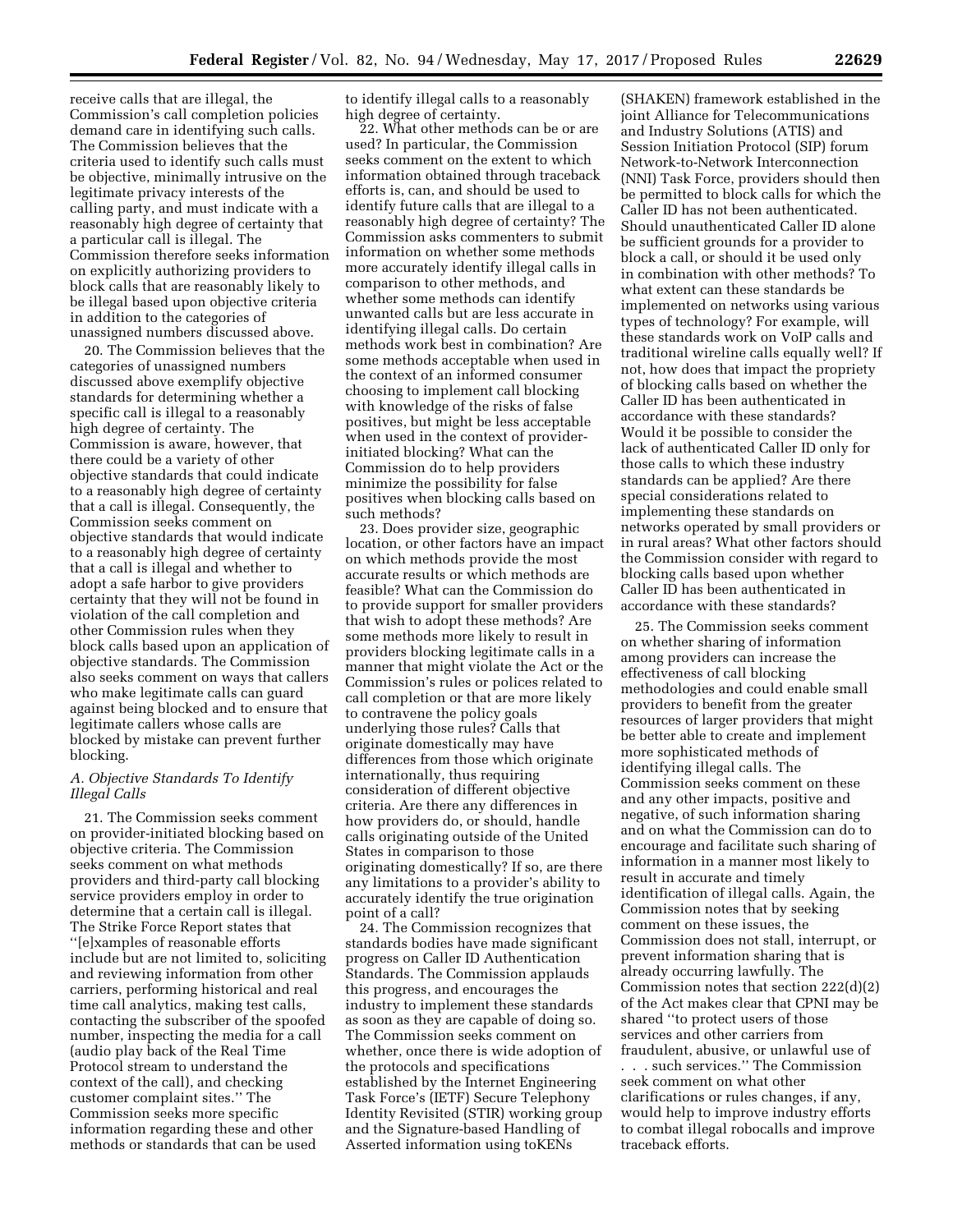receive calls that are illegal, the Commission's call completion policies demand care in identifying such calls. The Commission believes that the criteria used to identify such calls must be objective, minimally intrusive on the legitimate privacy interests of the calling party, and must indicate with a reasonably high degree of certainty that a particular call is illegal. The Commission therefore seeks information on explicitly authorizing providers to block calls that are reasonably likely to be illegal based upon objective criteria in addition to the categories of unassigned numbers discussed above.

20. The Commission believes that the categories of unassigned numbers discussed above exemplify objective standards for determining whether a specific call is illegal to a reasonably high degree of certainty. The Commission is aware, however, that there could be a variety of other objective standards that could indicate to a reasonably high degree of certainty that a call is illegal. Consequently, the Commission seeks comment on objective standards that would indicate to a reasonably high degree of certainty that a call is illegal and whether to adopt a safe harbor to give providers certainty that they will not be found in violation of the call completion and other Commission rules when they block calls based upon an application of objective standards. The Commission also seeks comment on ways that callers who make legitimate calls can guard against being blocked and to ensure that legitimate callers whose calls are blocked by mistake can prevent further blocking.

### *A. Objective Standards To Identify Illegal Calls*

21. The Commission seeks comment on provider-initiated blocking based on objective criteria. The Commission seeks comment on what methods providers and third-party call blocking service providers employ in order to determine that a certain call is illegal. The Strike Force Report states that ''[e]xamples of reasonable efforts include but are not limited to, soliciting and reviewing information from other carriers, performing historical and real time call analytics, making test calls, contacting the subscriber of the spoofed number, inspecting the media for a call (audio play back of the Real Time Protocol stream to understand the context of the call), and checking customer complaint sites.'' The Commission seeks more specific information regarding these and other methods or standards that can be used to identify illegal calls to a reasonably high degree of certainty.

22. What other methods can be or are used? In particular, the Commission seeks comment on the extent to which information obtained through traceback efforts is, can, and should be used to identify future calls that are illegal to a reasonably high degree of certainty? The Commission asks commenters to submit information on whether some methods more accurately identify illegal calls in comparison to other methods, and whether some methods can identify unwanted calls but are less accurate in identifying illegal calls. Do certain methods work best in combination? Are some methods acceptable when used in the context of an informed consumer choosing to implement call blocking with knowledge of the risks of false positives, but might be less acceptable when used in the context of provider-initiated blocking? What can the Commission do to help providers minimize the possibility for false positives when blocking calls based on such methods?

23. Does provider size, geographic location, or other factors have an impact on which methods provide the most accurate results or which methods are feasible? What can the Commission do to provide support for smaller providers that wish to adopt these methods? Are some methods more likely to result in providers blocking legitimate calls in a manner that might violate the Act or the Commission's rules or polices related to call completion or that are more likely to contravene the policy goals underlying those rules? Calls that originate domestically may have differences from those which originate internationally, thus requiring consideration of different objective criteria. Are there any differences in how providers do, or should, handle calls originating outside of the United States in comparison to those originating domestically? If so, are there any limitations to a provider's ability to accurately identify the true origination point of a call?

24. The Commission recognizes that standards bodies have made significant progress on Caller ID Authentication Standards. The Commission applauds this progress, and encourages the industry to implement these standards as soon as they are capable of doing so. The Commission seeks comment on whether, once there is wide adoption of the protocols and specifications established by the Internet Engineering Task Force's (IETF) Secure Telephony Identity Revisited (STIR) working group and the Signature-based Handling of Asserted information using toKENs (SHAKEN) framework established in the joint Alliance for Telecommunications and Industry Solutions (ATIS) and Session Initiation Protocol (SIP) forum Network-to-Network Interconnection (NNI) Task Force, providers should then be permitted to block calls for which the Caller ID has not been authenticated. Should unauthenticated Caller ID alone be sufficient grounds for a provider to block a call, or should it be used only in combination with other methods? To what extent can these standards be implemented on networks using various types of technology? For example, will these standards work on VoIP calls and traditional wireline calls equally well? If not, how does that impact the propriety of blocking calls based on whether the Caller ID has been authenticated in accordance with these standards? Would it be possible to consider the lack of authenticated Caller ID only for those calls to which these industry standards can be applied? Are there special considerations related to implementing these standards on networks operated by small providers or in rural areas? What other factors should the Commission consider with regard to blocking calls based upon whether Caller ID has been authenticated in accordance with these standards?

25. The Commission seeks comment on whether sharing of information among providers can increase the effectiveness of call blocking methodologies and could enable small providers to benefit from the greater resources of larger providers that might be better able to create and implement more sophisticated methods of identifying illegal calls. The Commission seeks comment on these and any other impacts, positive and negative, of such information sharing and on what the Commission can do to encourage and facilitate such sharing of information in a manner most likely to result in accurate and timely identification of illegal calls. Again, the Commission notes that by seeking comment on these issues, the Commission does not stall, interrupt, or prevent information sharing that is already occurring lawfully. The Commission notes that section 222(d)(2) of the Act makes clear that CPNI may be shared ''to protect users of those services and other carriers from fraudulent, abusive, or unlawful use of . . . such services.'' The Commission seek comment on what other clarifications or rules changes, if any, would help to improve industry efforts to combat illegal robocalls and improve traceback efforts.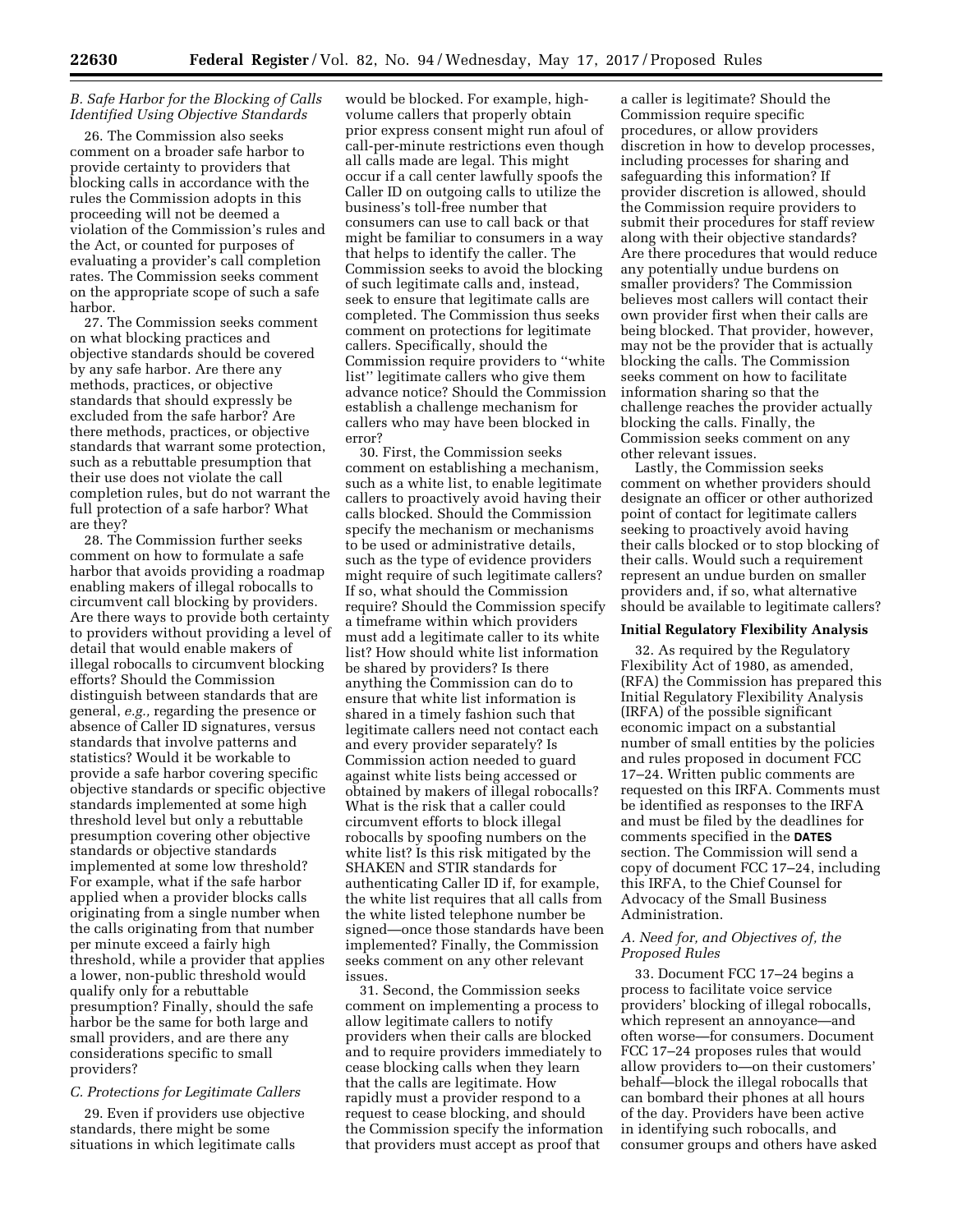### B. Safe Harbor for the Blocking of Calls Identified Using Objective Standards

26. The Commission also seeks comment on a broader safe harbor to provide certainty to providers that blocking calls in accordance with the rules the Commission adopts in this proceeding will not be deemed a violation of the Commission's rules and the Act, or counted for purposes of evaluating a provider's call completion rates. The Commission seeks comment on the appropriate scope of such a safe harbor.

27. The Commission seeks comment on what blocking practices and objective standards should be covered by any safe harbor. Are there any methods, practices, or objective standards that should expressly be excluded from the safe harbor? Are there methods, practices, or objective standards that warrant some protection, such as a rebuttable presumption that their use does not violate the call completion rules, but do not warrant the full protection of a safe harbor? What are they?

28. The Commission further seeks comment on how to formulate a safe harbor that avoids providing a roadmap enabling makers of illegal robocalls to circumvent call blocking by providers. Are there ways to provide both certainty to providers without providing a level of detail that would enable makers of illegal robocalls to circumvent blocking efforts? Should the Commission distinguish between standards that are general, *e.g.,* regarding the presence or absence of Caller ID signatures, versus standards that involve patterns and statistics? Would it be workable to provide a safe harbor covering specific objective standards or specific objective standards implemented at some high threshold level but only a rebuttable presumption covering other objective standards or objective standards implemented at some low threshold? For example, what if the safe harbor applied when a provider blocks calls originating from a single number when the calls originating from that number per minute exceed a fairly high threshold, while a provider that applies a lower, non-public threshold would qualify only for a rebuttable presumption? Finally, should the safe harbor be the same for both large and small providers, and are there any considerations specific to small providers?

### C. Protections for Legitimate Callers

29. Even if providers use objective standards, there might be some situations in which legitimate calls would be blocked. For example, high-volume callers that properly obtain prior express consent might run afoul of call-per-minute restrictions even though all calls made are legal. This might occur if a call center lawfully spoofs the Caller ID on outgoing calls to utilize the business's toll-free number that consumers can use to call back or that might be familiar to consumers in a way that helps to identify the caller. The Commission seeks to avoid the blocking of such legitimate calls and, instead, seek to ensure that legitimate calls are completed. The Commission thus seeks comment on protections for legitimate callers. Specifically, should the Commission require providers to ''white list'' legitimate callers who give them advance notice? Should the Commission establish a challenge mechanism for callers who may have been blocked in error?

30. First, the Commission seeks comment on establishing a mechanism, such as a white list, to enable legitimate callers to proactively avoid having their calls blocked. Should the Commission specify the mechanism or mechanisms to be used or administrative details, such as the type of evidence providers might require of such legitimate callers? If so, what should the Commission require? Should the Commission specify a timeframe within which providers must add a legitimate caller to its white list? How should white list information be shared by providers? Is there anything the Commission can do to ensure that white list information is shared in a timely fashion such that legitimate callers need not contact each and every provider separately? Is Commission action needed to guard against white lists being accessed or obtained by makers of illegal robocalls? What is the risk that a caller could circumvent efforts to block illegal robocalls by spoofing numbers on the white list? Is this risk mitigated by the SHAKEN and STIR standards for authenticating Caller ID if, for example, the white list requires that all calls from the white listed telephone number be signed—once those standards have been implemented? Finally, the Commission seeks comment on any other relevant issues.

31. Second, the Commission seeks comment on implementing a process to allow legitimate callers to notify providers when their calls are blocked and to require providers immediately to cease blocking calls when they learn that the calls are legitimate. How rapidly must a provider respond to a request to cease blocking, and should the Commission specify the information that providers must accept as proof that a caller is legitimate? Should the Commission require specific procedures, or allow providers discretion in how to develop processes, including processes for sharing and safeguarding this information? If provider discretion is allowed, should the Commission require providers to submit their procedures for staff review along with their objective standards? Are there procedures that would reduce any potentially undue burdens on smaller providers? The Commission believes most callers will contact their own provider first when their calls are being blocked. That provider, however, may not be the provider that is actually blocking the calls. The Commission seeks comment on how to facilitate information sharing so that the challenge reaches the provider actually blocking the calls. Finally, the Commission seeks comment on any other relevant issues.

Lastly, the Commission seeks comment on whether providers should designate an officer or other authorized point of contact for legitimate callers seeking to proactively avoid having their calls blocked or to stop blocking of their calls. Would such a requirement represent an undue burden on smaller providers and, if so, what alternative should be available to legitimate callers?

## Initial Regulatory Flexibility Analysis

32. As required by the Regulatory Flexibility Act of 1980, as amended, (RFA) the Commission has prepared this Initial Regulatory Flexibility Analysis (IRFA) of the possible significant economic impact on a substantial number of small entities by the policies and rules proposed in document FCC 17–24. Written public comments are requested on this IRFA. Comments must be identified as responses to the IRFA and must be filed by the deadlines for comments specified in the **DATES** section. The Commission will send a copy of document FCC 17–24, including this IRFA, to the Chief Counsel for Advocacy of the Small Business Administration.

### A. Need for, and Objectives of, the Proposed Rules

33. Document FCC 17–24 begins a process to facilitate voice service providers' blocking of illegal robocalls, which represent an annoyance—and often worse—for consumers. Document FCC 17–24 proposes rules that would allow providers to—on their customers' behalf—block the illegal robocalls that can bombard their phones at all hours of the day. Providers have been active in identifying such robocalls, and consumer groups and others have asked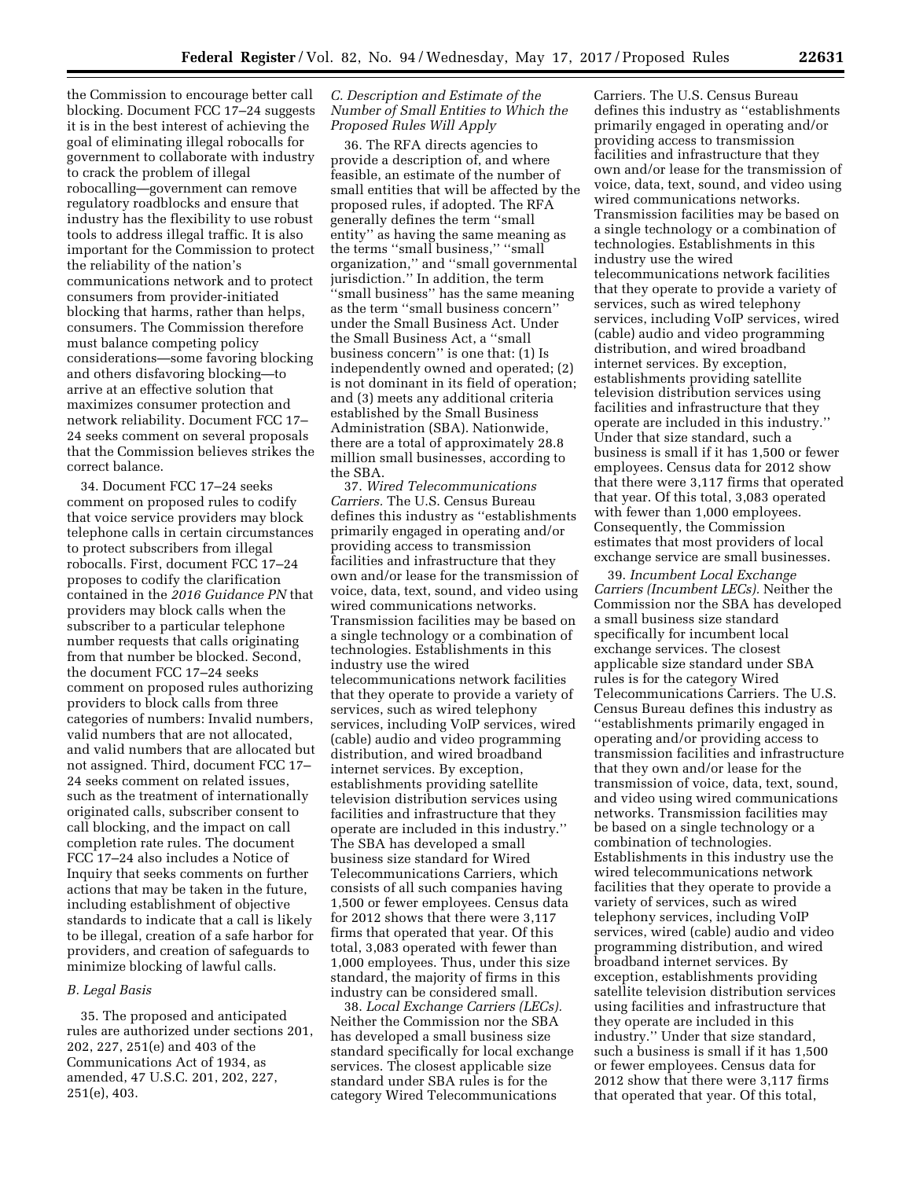the Commission to encourage better call blocking. Document FCC 17–24 suggests it is in the best interest of achieving the goal of eliminating illegal robocalls for government to collaborate with industry to crack the problem of illegal robocalling—government can remove regulatory roadblocks and ensure that industry has the flexibility to use robust tools to address illegal traffic. It is also important for the Commission to protect the reliability of the nation's communications network and to protect consumers from provider-initiated blocking that harms, rather than helps, consumers. The Commission therefore must balance competing policy considerations—some favoring blocking and others disfavoring blocking—to arrive at an effective solution that maximizes consumer protection and network reliability. Document FCC 17–24 seeks comment on several proposals that the Commission believes strikes the correct balance.

34. Document FCC 17–24 seeks comment on proposed rules to codify that voice service providers may block telephone calls in certain circumstances to protect subscribers from illegal robocalls. First, document FCC 17–24 proposes to codify the clarification contained in the *2016 Guidance PN* that providers may block calls when the subscriber to a particular telephone number requests that calls originating from that number be blocked. Second, the document FCC 17–24 seeks comment on proposed rules authorizing providers to block calls from three categories of numbers: Invalid numbers, valid numbers that are not allocated, and valid numbers that are allocated but not assigned. Third, document FCC 17–24 seeks comment on related issues, such as the treatment of internationally originated calls, subscriber consent to call blocking, and the impact on call completion rate rules. The document FCC 17–24 also includes a Notice of Inquiry that seeks comments on further actions that may be taken in the future, including establishment of objective standards to indicate that a call is likely to be illegal, creation of a safe harbor for providers, and creation of safeguards to minimize blocking of lawful calls.

### *B. Legal Basis*

35. The proposed and anticipated rules are authorized under sections 201, 202, 227, 251(e) and 403 of the Communications Act of 1934, as amended, 47 U.S.C. 201, 202, 227, 251(e), 403.

### *C. Description and Estimate of the Number of Small Entities to Which the Proposed Rules Will Apply*

36. The RFA directs agencies to provide a description of, and where feasible, an estimate of the number of small entities that will be affected by the proposed rules, if adopted. The RFA generally defines the term "small entity" as having the same meaning as the terms "small business," "small organization," and "small governmental jurisdiction." In addition, the term "small business" has the same meaning as the term "small business concern" under the Small Business Act. Under the Small Business Act, a "small business concern" is one that: (1) Is independently owned and operated; (2) is not dominant in its field of operation; and (3) meets any additional criteria established by the Small Business Administration (SBA). Nationwide, there are a total of approximately 28.8 million small businesses, according to the SBA.

37. *Wired Telecommunications Carriers.* The U.S. Census Bureau defines this industry as "establishments primarily engaged in operating and/or providing access to transmission facilities and infrastructure that they own and/or lease for the transmission of voice, data, text, sound, and video using wired communications networks. Transmission facilities may be based on a single technology or a combination of technologies. Establishments in this industry use the wired telecommunications network facilities that they operate to provide a variety of services, such as wired telephony services, including VoIP services, wired (cable) audio and video programming distribution, and wired broadband internet services. By exception, establishments providing satellite television distribution services using facilities and infrastructure that they operate are included in this industry." The SBA has developed a small business size standard for Wired Telecommunications Carriers, which consists of all such companies having 1,500 or fewer employees. Census data for 2012 shows that there were 3,117 firms that operated that year. Of this total, 3,083 operated with fewer than 1,000 employees. Thus, under this size standard, the majority of firms in this industry can be considered small.

38. *Local Exchange Carriers (LECs).* Neither the Commission nor the SBA has developed a small business size standard specifically for local exchange services. The closest applicable size standard under SBA rules is for the category Wired Telecommunications Carriers. The U.S. Census Bureau defines this industry as "establishments primarily engaged in operating and/or providing access to transmission facilities and infrastructure that they own and/or lease for the transmission of voice, data, text, sound, and video using wired communications networks. Transmission facilities may be based on a single technology or a combination of technologies. Establishments in this industry use the wired telecommunications network facilities that they operate to provide a variety of services, such as wired telephony services, including VoIP services, wired (cable) audio and video programming distribution, and wired broadband internet services. By exception, establishments providing satellite television distribution services using facilities and infrastructure that they operate are included in this industry." Under that size standard, such a business is small if it has 1,500 or fewer employees. Census data for 2012 show that there were 3,117 firms that operated that year. Of this total, 3,083 operated with fewer than 1,000 employees. Consequently, the Commission estimates that most providers of local exchange service are small businesses.

39. *Incumbent Local Exchange Carriers (Incumbent LECs).* Neither the Commission nor the SBA has developed a small business size standard specifically for incumbent local exchange services. The closest applicable size standard under SBA rules is for the category Wired Telecommunications Carriers. The U.S. Census Bureau defines this industry as "establishments primarily engaged in operating and/or providing access to transmission facilities and infrastructure that they own and/or lease for the transmission of voice, data, text, sound, and video using wired communications networks. Transmission facilities may be based on a single technology or a combination of technologies. Establishments in this industry use the wired telecommunications network facilities that they operate to provide a variety of services, such as wired telephony services, including VoIP services, wired (cable) audio and video programming distribution, and wired broadband internet services. By exception, establishments providing satellite television distribution services using facilities and infrastructure that they operate are included in this industry." Under that size standard, such a business is small if it has 1,500 or fewer employees. Census data for 2012 show that there were 3,117 firms that operated that year. Of this total,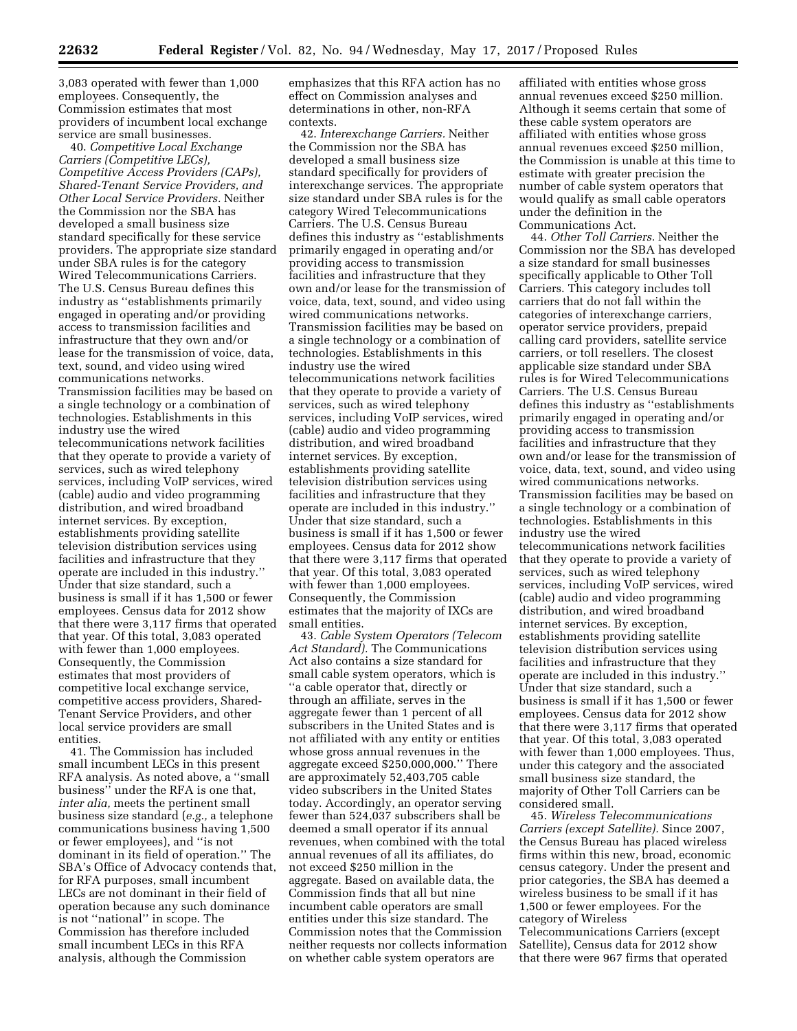3,083 operated with fewer than 1,000 employees. Consequently, the Commission estimates that most providers of incumbent local exchange service are small businesses.

40. *Competitive Local Exchange Carriers (Competitive LECs), Competitive Access Providers (CAPs), Shared-Tenant Service Providers, and Other Local Service Providers.* Neither the Commission nor the SBA has developed a small business size standard specifically for these service providers. The appropriate size standard under SBA rules is for the category Wired Telecommunications Carriers. The U.S. Census Bureau defines this industry as ''establishments primarily engaged in operating and/or providing access to transmission facilities and infrastructure that they own and/or lease for the transmission of voice, data, text, sound, and video using wired communications networks. Transmission facilities may be based on a single technology or a combination of technologies. Establishments in this industry use the wired telecommunications network facilities that they operate to provide a variety of services, such as wired telephony services, including VoIP services, wired (cable) audio and video programming distribution, and wired broadband internet services. By exception, establishments providing satellite television distribution services using facilities and infrastructure that they operate are included in this industry.'' Under that size standard, such a business is small if it has 1,500 or fewer employees. Census data for 2012 show that there were 3,117 firms that operated that year. Of this total, 3,083 operated with fewer than 1,000 employees. Consequently, the Commission estimates that most providers of competitive local exchange service, competitive access providers, Shared-Tenant Service Providers, and other local service providers are small entities.

41. The Commission has included small incumbent LECs in this present RFA analysis. As noted above, a ''small business'' under the RFA is one that, *inter alia,* meets the pertinent small business size standard (*e.g.,* a telephone communications business having 1,500 or fewer employees), and ''is not dominant in its field of operation.'' The SBA's Office of Advocacy contends that, for RFA purposes, small incumbent LECs are not dominant in their field of operation because any such dominance is not ''national'' in scope. The Commission has therefore included small incumbent LECs in this RFA analysis, although the Commission emphasizes that this RFA action has no effect on Commission analyses and determinations in other, non-RFA contexts.

42. *Interexchange Carriers.* Neither the Commission nor the SBA has developed a small business size standard specifically for providers of interexchange services. The appropriate size standard under SBA rules is for the category Wired Telecommunications Carriers. The U.S. Census Bureau defines this industry as ''establishments primarily engaged in operating and/or providing access to transmission facilities and infrastructure that they own and/or lease for the transmission of voice, data, text, sound, and video using wired communications networks. Transmission facilities may be based on a single technology or a combination of technologies. Establishments in this industry use the wired telecommunications network facilities that they operate to provide a variety of services, such as wired telephony services, including VoIP services, wired (cable) audio and video programming distribution, and wired broadband internet services. By exception, establishments providing satellite television distribution services using facilities and infrastructure that they operate are included in this industry.'' Under that size standard, such a business is small if it has 1,500 or fewer employees. Census data for 2012 show that there were 3,117 firms that operated that year. Of this total, 3,083 operated with fewer than 1,000 employees. Consequently, the Commission estimates that the majority of IXCs are small entities.

43. *Cable System Operators (Telecom Act Standard).* The Communications Act also contains a size standard for small cable system operators, which is ''a cable operator that, directly or through an affiliate, serves in the aggregate fewer than 1 percent of all subscribers in the United States and is not affiliated with any entity or entities whose gross annual revenues in the aggregate exceed $250,000,000.'' There are approximately 52,403,705 cable video subscribers in the United States today. Accordingly, an operator serving fewer than 524,037 subscribers shall be deemed a small operator if its annual revenues, when combined with the total annual revenues of all its affiliates, do not exceed $250 million in the aggregate. Based on available data, the Commission finds that all but nine incumbent cable operators are small entities under this size standard. The Commission notes that the Commission neither requests nor collects information on whether cable system operators are affiliated with entities whose gross annual revenues exceed $250 million. Although it seems certain that some of these cable system operators are affiliated with entities whose gross annual revenues exceed $250 million, the Commission is unable at this time to estimate with greater precision the number of cable system operators that would qualify as small cable operators under the definition in the Communications Act.

44. *Other Toll Carriers.* Neither the Commission nor the SBA has developed a size standard for small businesses specifically applicable to Other Toll Carriers. This category includes toll carriers that do not fall within the categories of interexchange carriers, operator service providers, prepaid calling card providers, satellite service carriers, or toll resellers. The closest applicable size standard under SBA rules is for Wired Telecommunications Carriers. The U.S. Census Bureau defines this industry as ''establishments primarily engaged in operating and/or providing access to transmission facilities and infrastructure that they own and/or lease for the transmission of voice, data, text, sound, and video using wired communications networks. Transmission facilities may be based on a single technology or a combination of technologies. Establishments in this industry use the wired telecommunications network facilities that they operate to provide a variety of services, such as wired telephony services, including VoIP services, wired (cable) audio and video programming distribution, and wired broadband internet services. By exception, establishments providing satellite television distribution services using facilities and infrastructure that they operate are included in this industry.'' Under that size standard, such a business is small if it has 1,500 or fewer employees. Census data for 2012 show that there were 3,117 firms that operated that year. Of this total, 3,083 operated with fewer than 1,000 employees. Thus, under this category and the associated small business size standard, the majority of Other Toll Carriers can be considered small.

45. *Wireless Telecommunications Carriers (except Satellite).* Since 2007, the Census Bureau has placed wireless firms within this new, broad, economic census category. Under the present and prior categories, the SBA has deemed a wireless business to be small if it has 1,500 or fewer employees. For the category of Wireless Telecommunications Carriers (except Satellite), Census data for 2012 show that there were 967 firms that operated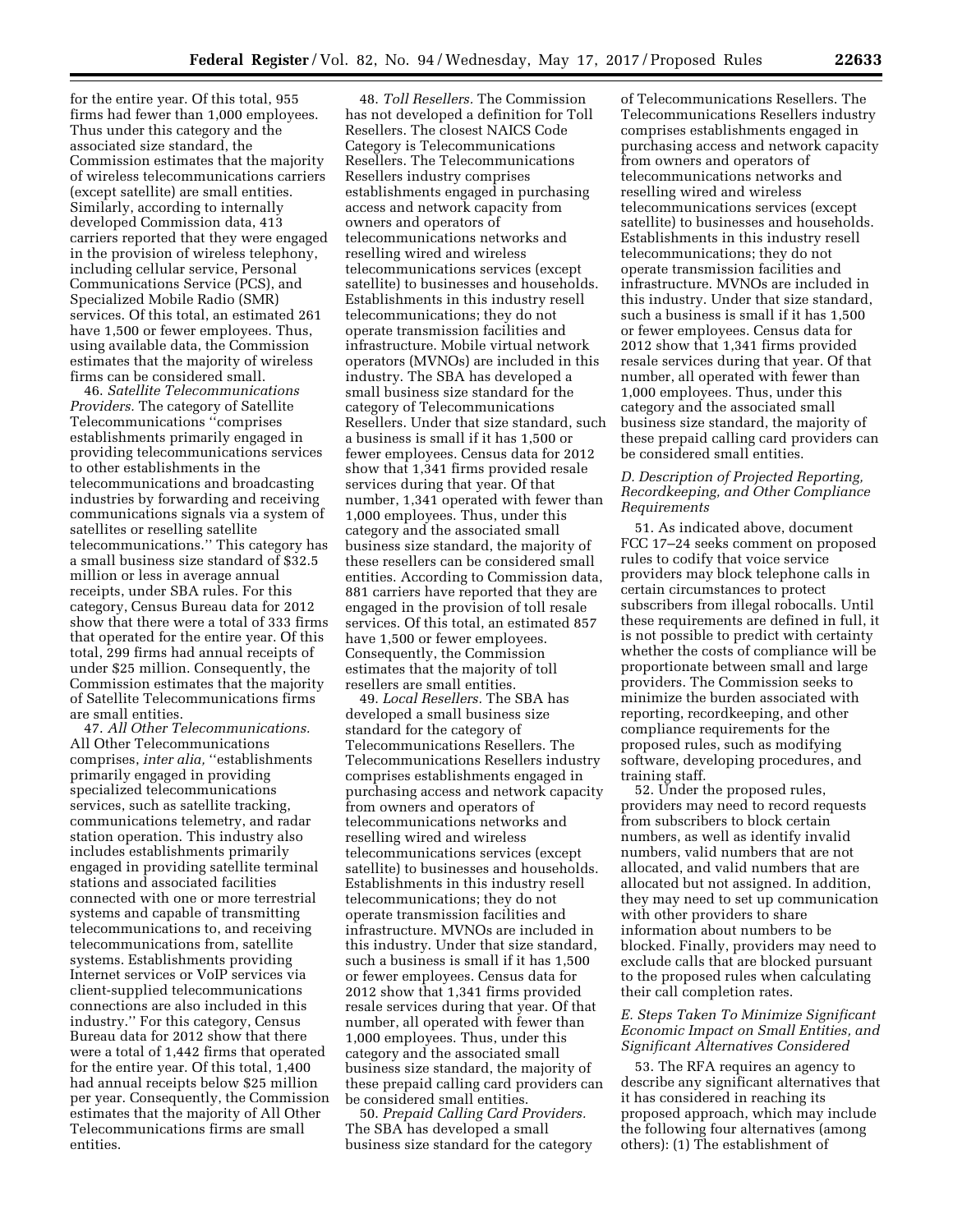for the entire year. Of this total, 955 firms had fewer than 1,000 employees. Thus under this category and the associated size standard, the Commission estimates that the majority of wireless telecommunications carriers (except satellite) are small entities. Similarly, according to internally developed Commission data, 413 carriers reported that they were engaged in the provision of wireless telephony, including cellular service, Personal Communications Service (PCS), and Specialized Mobile Radio (SMR) services. Of this total, an estimated 261 have 1,500 or fewer employees. Thus, using available data, the Commission estimates that the majority of wireless firms can be considered small.

46. *Satellite Telecommunications Providers.* The category of Satellite Telecommunications ''comprises establishments primarily engaged in providing telecommunications services to other establishments in the telecommunications and broadcasting industries by forwarding and receiving communications signals via a system of satellites or reselling satellite telecommunications.'' This category has a small business size standard of $32.5 million or less in average annual receipts, under SBA rules. For this category, Census Bureau data for 2012 show that there were a total of 333 firms that operated for the entire year. Of this total, 299 firms had annual receipts of under $25 million. Consequently, the Commission estimates that the majority of Satellite Telecommunications firms are small entities.

47. *All Other Telecommunications.* All Other Telecommunications comprises, *inter alia,* ''establishments primarily engaged in providing specialized telecommunications services, such as satellite tracking, communications telemetry, and radar station operation. This industry also includes establishments primarily engaged in providing satellite terminal stations and associated facilities connected with one or more terrestrial systems and capable of transmitting telecommunications to, and receiving telecommunications from, satellite systems. Establishments providing Internet services or VoIP services via client-supplied telecommunications connections are also included in this industry.'' For this category, Census Bureau data for 2012 show that there were a total of 1,442 firms that operated for the entire year. Of this total, 1,400 had annual receipts below $25 million per year. Consequently, the Commission estimates that the majority of All Other Telecommunications firms are small entities.

48. *Toll Resellers.* The Commission has not developed a definition for Toll Resellers. The closest NAICS Code Category is Telecommunications Resellers. The Telecommunications Resellers industry comprises establishments engaged in purchasing access and network capacity from owners and operators of telecommunications networks and reselling wired and wireless telecommunications services (except satellite) to businesses and households. Establishments in this industry resell telecommunications; they do not operate transmission facilities and infrastructure. Mobile virtual network operators (MVNOs) are included in this industry. The SBA has developed a small business size standard for the category of Telecommunications Resellers. Under that size standard, such a business is small if it has 1,500 or fewer employees. Census data for 2012 show that 1,341 firms provided resale services during that year. Of that number, 1,341 operated with fewer than 1,000 employees. Thus, under this category and the associated small business size standard, the majority of these resellers can be considered small entities. According to Commission data, 881 carriers have reported that they are engaged in the provision of toll resale services. Of this total, an estimated 857 have 1,500 or fewer employees. Consequently, the Commission estimates that the majority of toll resellers are small entities.

49. *Local Resellers.* The SBA has developed a small business size standard for the category of Telecommunications Resellers. The Telecommunications Resellers industry comprises establishments engaged in purchasing access and network capacity from owners and operators of telecommunications networks and reselling wired and wireless telecommunications services (except satellite) to businesses and households. Establishments in this industry resell telecommunications; they do not operate transmission facilities and infrastructure. MVNOs are included in this industry. Under that size standard, such a business is small if it has 1,500 or fewer employees. Census data for 2012 show that 1,341 firms provided resale services during that year. Of that number, all operated with fewer than 1,000 employees. Thus, under this category and the associated small business size standard, the majority of these prepaid calling card providers can be considered small entities.

50. *Prepaid Calling Card Providers.* The SBA has developed a small business size standard for the category of Telecommunications Resellers. The Telecommunications Resellers industry comprises establishments engaged in purchasing access and network capacity from owners and operators of telecommunications networks and reselling wired and wireless telecommunications services (except satellite) to businesses and households. Establishments in this industry resell telecommunications; they do not operate transmission facilities and infrastructure. MVNOs are included in this industry. Under that size standard, such a business is small if it has 1,500 or fewer employees. Census data for 2012 show that 1,341 firms provided resale services during that year. Of that number, all operated with fewer than 1,000 employees. Thus, under this category and the associated small business size standard, the majority of these prepaid calling card providers can be considered small entities.

### D. Description of Projected Reporting, Recordkeeping, and Other Compliance Requirements

51. As indicated above, document FCC 17–24 seeks comment on proposed rules to codify that voice service providers may block telephone calls in certain circumstances to protect subscribers from illegal robocalls. Until these requirements are defined in full, it is not possible to predict with certainty whether the costs of compliance will be proportionate between small and large providers. The Commission seeks to minimize the burden associated with reporting, recordkeeping, and other compliance requirements for the proposed rules, such as modifying software, developing procedures, and training staff.

52. Under the proposed rules, providers may need to record requests from subscribers to block certain numbers, as well as identify invalid numbers, valid numbers that are not allocated, and valid numbers that are allocated but not assigned. In addition, they may need to set up communication with other providers to share information about numbers to be blocked. Finally, providers may need to exclude calls that are blocked pursuant to the proposed rules when calculating their call completion rates.

### E. Steps Taken To Minimize Significant Economic Impact on Small Entities, and Significant Alternatives Considered

53. The RFA requires an agency to describe any significant alternatives that it has considered in reaching its proposed approach, which may include the following four alternatives (among others): (1) The establishment of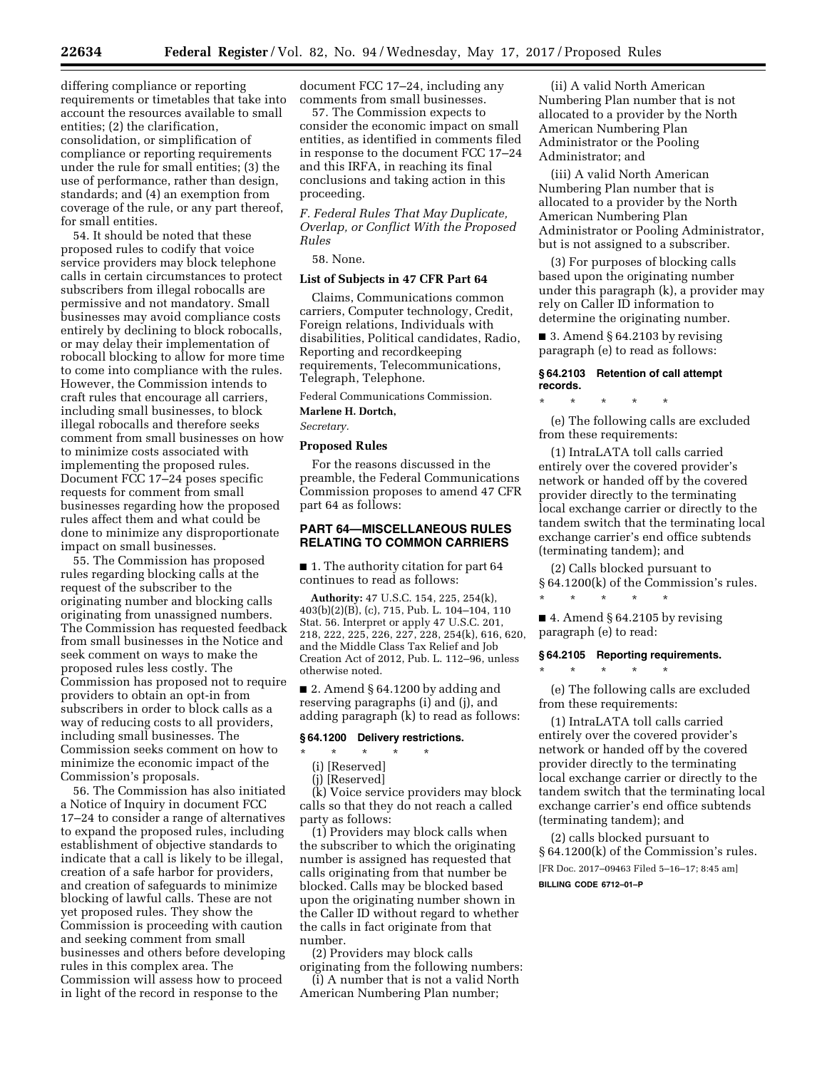differing compliance or reporting requirements or timetables that take into account the resources available to small entities; (2) the clarification, consolidation, or simplification of compliance or reporting requirements under the rule for small entities; (3) the use of performance, rather than design, standards; and (4) an exemption from coverage of the rule, or any part thereof, for small entities.

54. It should be noted that these proposed rules to codify that voice service providers may block telephone calls in certain circumstances to protect subscribers from illegal robocalls are permissive and not mandatory. Small businesses may avoid compliance costs entirely by declining to block robocalls, or may delay their implementation of robocall blocking to allow for more time to come into compliance with the rules. However, the Commission intends to craft rules that encourage all carriers, including small businesses, to block illegal robocalls and therefore seeks comment from small businesses on how to minimize costs associated with implementing the proposed rules. Document FCC 17–24 poses specific requests for comment from small businesses regarding how the proposed rules affect them and what could be done to minimize any disproportionate impact on small businesses.

55. The Commission has proposed rules regarding blocking calls at the request of the subscriber to the originating number and blocking calls originating from unassigned numbers. The Commission has requested feedback from small businesses in the Notice and seek comment on ways to make the proposed rules less costly. The Commission has proposed not to require providers to obtain an opt-in from subscribers in order to block calls as a way of reducing costs to all providers, including small businesses. The Commission seeks comment on how to minimize the economic impact of the Commission's proposals.

56. The Commission has also initiated a Notice of Inquiry in document FCC 17–24 to consider a range of alternatives to expand the proposed rules, including establishment of objective standards to indicate that a call is likely to be illegal, creation of a safe harbor for providers, and creation of safeguards to minimize blocking of lawful calls. These are not yet proposed rules. They show the Commission is proceeding with caution and seeking comment from small businesses and others before developing rules in this complex area. The Commission will assess how to proceed in light of the record in response to the document FCC 17–24, including any comments from small businesses.

57. The Commission expects to consider the economic impact on small entities, as identified in comments filed in response to the document FCC 17–24 and this IRFA, in reaching its final conclusions and taking action in this proceeding.

*F. Federal Rules That May Duplicate, Overlap, or Conflict With the Proposed Rules*

58. None.

**List of Subjects in 47 CFR Part 64**

Claims, Communications common carriers, Computer technology, Credit, Foreign relations, Individuals with disabilities, Political candidates, Radio, Reporting and recordkeeping requirements, Telecommunications, Telegraph, Telephone.

Federal Communications Commission.

**Marlene H. Dortch,**

*Secretary.*

**Proposed Rules**

For the reasons discussed in the preamble, the Federal Communications Commission proposes to amend 47 CFR part 64 as follows:

## PART 64—MISCELLANEOUS RULES RELATING TO COMMON CARRIERS

■ 1. The authority citation for part 64 continues to read as follows:

**Authority:** 47 U.S.C. 154, 225, 254(k), 403(b)(2)(B), (c), 715, Pub. L. 104–104, 110 Stat. 56. Interpret or apply 47 U.S.C. 201, 218, 222, 225, 226, 227, 228, 254(k), 616, 620, and the Middle Class Tax Relief and Job Creation Act of 2012, Pub. L. 112–96, unless otherwise noted.

■ 2. Amend § 64.1200 by adding and reserving paragraphs (i) and (j), and adding paragraph (k) to read as follows:

**§ 64.1200 Delivery restrictions.**

\* \* \* \* \*

(i) [Reserved]

(j) [Reserved]

(k) Voice service providers may block calls so that they do not reach a called party as follows:

(1) Providers may block calls when the subscriber to which the originating number is assigned has requested that calls originating from that number be blocked. Calls may be blocked based upon the originating number shown in the Caller ID without regard to whether the calls in fact originate from that number.

(2) Providers may block calls originating from the following numbers:

(i) A number that is not a valid North American Numbering Plan number;

(ii) A valid North American Numbering Plan number that is not allocated to a provider by the North American Numbering Plan Administrator or the Pooling Administrator; and

(iii) A valid North American Numbering Plan number that is allocated to a provider by the North American Numbering Plan Administrator or Pooling Administrator, but is not assigned to a subscriber.

(3) For purposes of blocking calls based upon the originating number under this paragraph (k), a provider may rely on Caller ID information to determine the originating number.

■ 3. Amend § 64.2103 by revising paragraph (e) to read as follows:

**§ 64.2103 Retention of call attempt records.**

\* \* \* \* \*

(e) The following calls are excluded from these requirements:

(1) IntraLATA toll calls carried entirely over the covered provider's network or handed off by the covered provider directly to the terminating local exchange carrier or directly to the tandem switch that the terminating local exchange carrier's end office subtends (terminating tandem); and

(2) Calls blocked pursuant to § 64.1200(k) of the Commission's rules.

\* \* \* \* \*

■ 4. Amend § 64.2105 by revising paragraph (e) to read:

**§ 64.2105 Reporting requirements.**

\* \* \* \* \*

(e) The following calls are excluded from these requirements:

(1) IntraLATA toll calls carried entirely over the covered provider's network or handed off by the covered provider directly to the terminating local exchange carrier or directly to the tandem switch that the terminating local exchange carrier's end office subtends (terminating tandem); and

(2) calls blocked pursuant to § 64.1200(k) of the Commission's rules.

[FR Doc. 2017–09463 Filed 5–16–17; 8:45 am]

**BILLING CODE 6712–01–P**